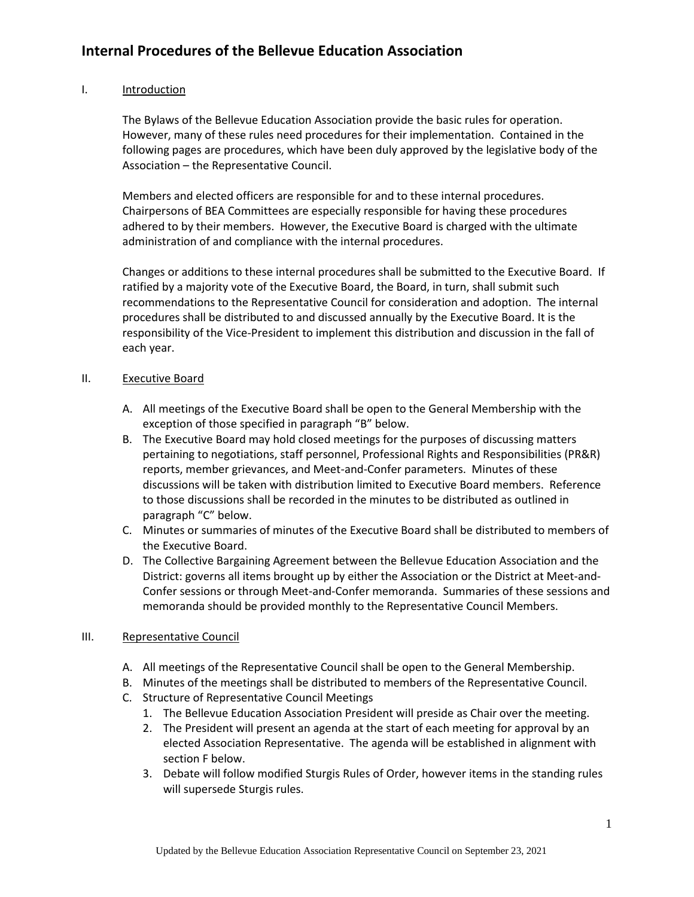# Internal Procedures of the Bellevue Education Association

## I. Introduction

The Bylaws of the Bellevue Education Association provide the basic rules for operation. However, many of these rules need procedures for their implementation. Contained in the following pages are procedures, which have been duly approved by the legislative body of the Association – the Representative Council.

Members and elected officers are responsible for and to these internal procedures. Chairpersons of BEA Committees are especially responsible for having these procedures adhered to by their members. However, the Executive Board is charged with the ultimate administration of and compliance with the internal procedures.

Changes or additions to these internal procedures shall be submitted to the Executive Board. If ratified by a majority vote of the Executive Board, the Board, in turn, shall submit such recommendations to the Representative Council for consideration and adoption. The internal procedures shall be distributed to and discussed annually by the Executive Board. It is the responsibility of the Vice-President to implement this distribution and discussion in the fall of each year.

## II. Executive Board

A. All meetings of the Executive Board shall be open to the General Membership with the exception of those specified in paragraph "B" below.

B. The Executive Board may hold closed meetings for the purposes of discussing matters pertaining to negotiations, staff personnel, Professional Rights and Responsibilities (PR&R) reports, member grievances, and Meet-and-Confer parameters. Minutes of these discussions will be taken with distribution limited to Executive Board members. Reference to those discussions shall be recorded in the minutes to be distributed as outlined in paragraph "C" below.

C. Minutes or summaries of minutes of the Executive Board shall be distributed to members of the Executive Board.

D. The Collective Bargaining Agreement between the Bellevue Education Association and the District: governs all items brought up by either the Association or the District at Meet-and-Confer sessions or through Meet-and-Confer memoranda. Summaries of these sessions and memoranda should be provided monthly to the Representative Council Members.

## III. Representative Council

A. All meetings of the Representative Council shall be open to the General Membership.

B. Minutes of the meetings shall be distributed to members of the Representative Council.

C. Structure of Representative Council Meetings

1. The Bellevue Education Association President will preside as Chair over the meeting.
2. The President will present an agenda at the start of each meeting for approval by an elected Association Representative. The agenda will be established in alignment with section F below.
3. Debate will follow modified Sturgis Rules of Order, however items in the standing rules will supersede Sturgis rules.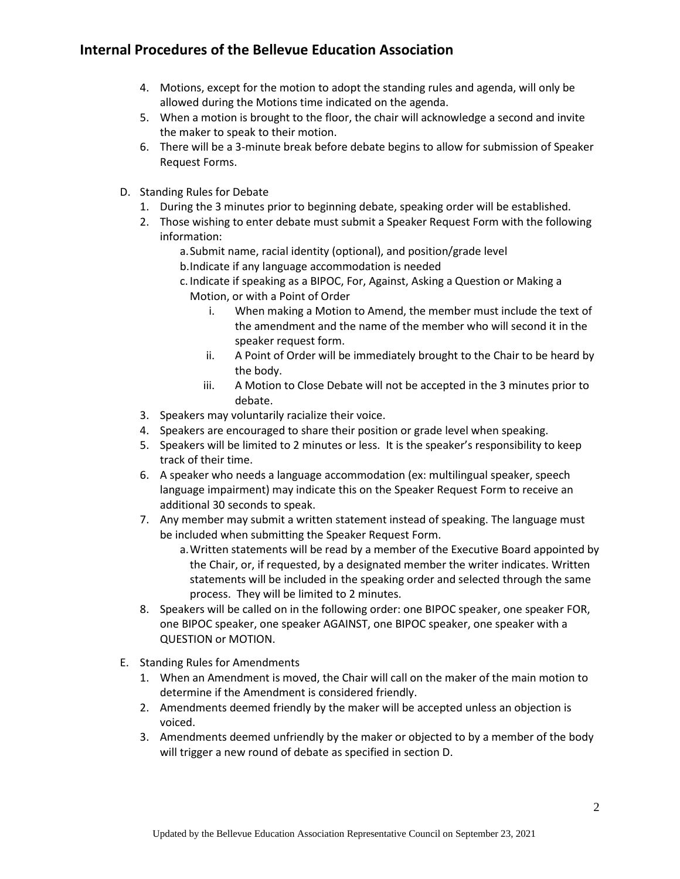4. Motions, except for the motion to adopt the standing rules and agenda, will only be allowed during the Motions time indicated on the agenda.
5. When a motion is brought to the floor, the chair will acknowledge a second and invite the maker to speak to their motion.
6. There will be a 3-minute break before debate begins to allow for submission of Speaker Request Forms.

D. Standing Rules for Debate
   1. During the 3 minutes prior to beginning debate, speaking order will be established.
   2. Those wishing to enter debate must submit a Speaker Request Form with the following information:
      a. Submit name, racial identity (optional), and position/grade level
      b. Indicate if any language accommodation is needed
      c. Indicate if speaking as a BIPOC, For, Against, Asking a Question or Making a Motion, or with a Point of Order
         i. When making a Motion to Amend, the member must include the text of the amendment and the name of the member who will second it in the speaker request form.
         ii. A Point of Order will be immediately brought to the Chair to be heard by the body.
         iii. A Motion to Close Debate will not be accepted in the 3 minutes prior to debate.
   3. Speakers may voluntarily racialize their voice.
   4. Speakers are encouraged to share their position or grade level when speaking.
   5. Speakers will be limited to 2 minutes or less. It is the speaker's responsibility to keep track of their time.
   6. A speaker who needs a language accommodation (ex: multilingual speaker, speech language impairment) may indicate this on the Speaker Request Form to receive an additional 30 seconds to speak.
   7. Any member may submit a written statement instead of speaking. The language must be included when submitting the Speaker Request Form.
      a. Written statements will be read by a member of the Executive Board appointed by the Chair, or, if requested, by a designated member the writer indicates. Written statements will be included in the speaking order and selected through the same process. They will be limited to 2 minutes.
   8. Speakers will be called on in the following order: one BIPOC speaker, one speaker FOR, one BIPOC speaker, one speaker AGAINST, one BIPOC speaker, one speaker with a QUESTION or MOTION.

E. Standing Rules for Amendments
   1. When an Amendment is moved, the Chair will call on the maker of the main motion to determine if the Amendment is considered friendly.
   2. Amendments deemed friendly by the maker will be accepted unless an objection is voiced.
   3. Amendments deemed unfriendly by the maker or objected to by a member of the body will trigger a new round of debate as specified in section D.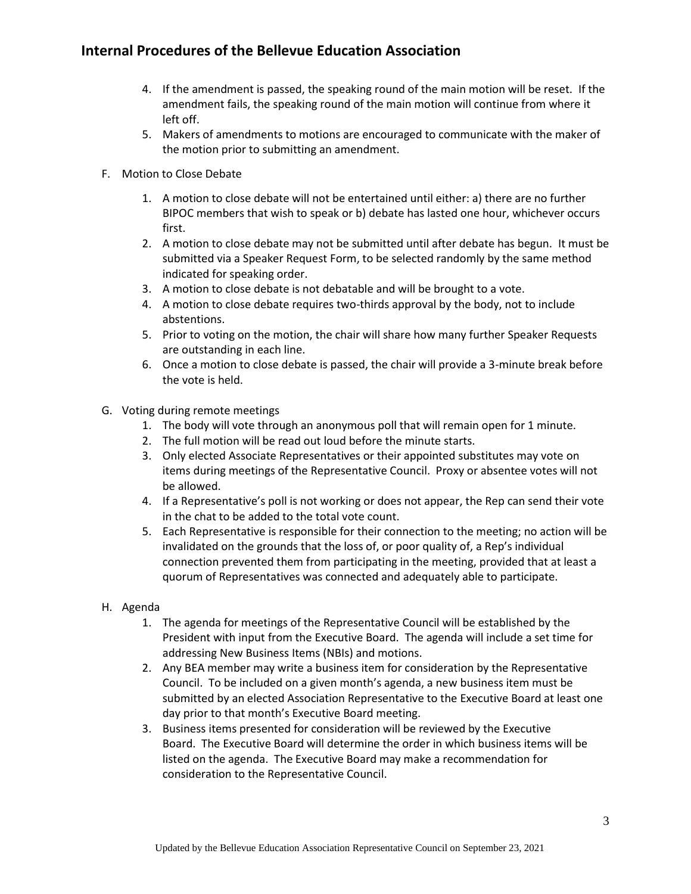4. If the amendment is passed, the speaking round of the main motion will be reset. If the amendment fails, the speaking round of the main motion will continue from where it left off.
5. Makers of amendments to motions are encouraged to communicate with the maker of the motion prior to submitting an amendment.

F. Motion to Close Debate

1. A motion to close debate will not be entertained until either: a) there are no further BIPOC members that wish to speak or b) debate has lasted one hour, whichever occurs first.
2. A motion to close debate may not be submitted until after debate has begun. It must be submitted via a Speaker Request Form, to be selected randomly by the same method indicated for speaking order.
3. A motion to close debate is not debatable and will be brought to a vote.
4. A motion to close debate requires two-thirds approval by the body, not to include abstentions.
5. Prior to voting on the motion, the chair will share how many further Speaker Requests are outstanding in each line.
6. Once a motion to close debate is passed, the chair will provide a 3-minute break before the vote is held.

G. Voting during remote meetings

1. The body will vote through an anonymous poll that will remain open for 1 minute.
2. The full motion will be read out loud before the minute starts.
3. Only elected Associate Representatives or their appointed substitutes may vote on items during meetings of the Representative Council. Proxy or absentee votes will not be allowed.
4. If a Representative's poll is not working or does not appear, the Rep can send their vote in the chat to be added to the total vote count.
5. Each Representative is responsible for their connection to the meeting; no action will be invalidated on the grounds that the loss of, or poor quality of, a Rep's individual connection prevented them from participating in the meeting, provided that at least a quorum of Representatives was connected and adequately able to participate.

H. Agenda

1. The agenda for meetings of the Representative Council will be established by the President with input from the Executive Board. The agenda will include a set time for addressing New Business Items (NBIs) and motions.
2. Any BEA member may write a business item for consideration by the Representative Council. To be included on a given month's agenda, a new business item must be submitted by an elected Association Representative to the Executive Board at least one day prior to that month's Executive Board meeting.
3. Business items presented for consideration will be reviewed by the Executive Board. The Executive Board will determine the order in which business items will be listed on the agenda. The Executive Board may make a recommendation for consideration to the Representative Council.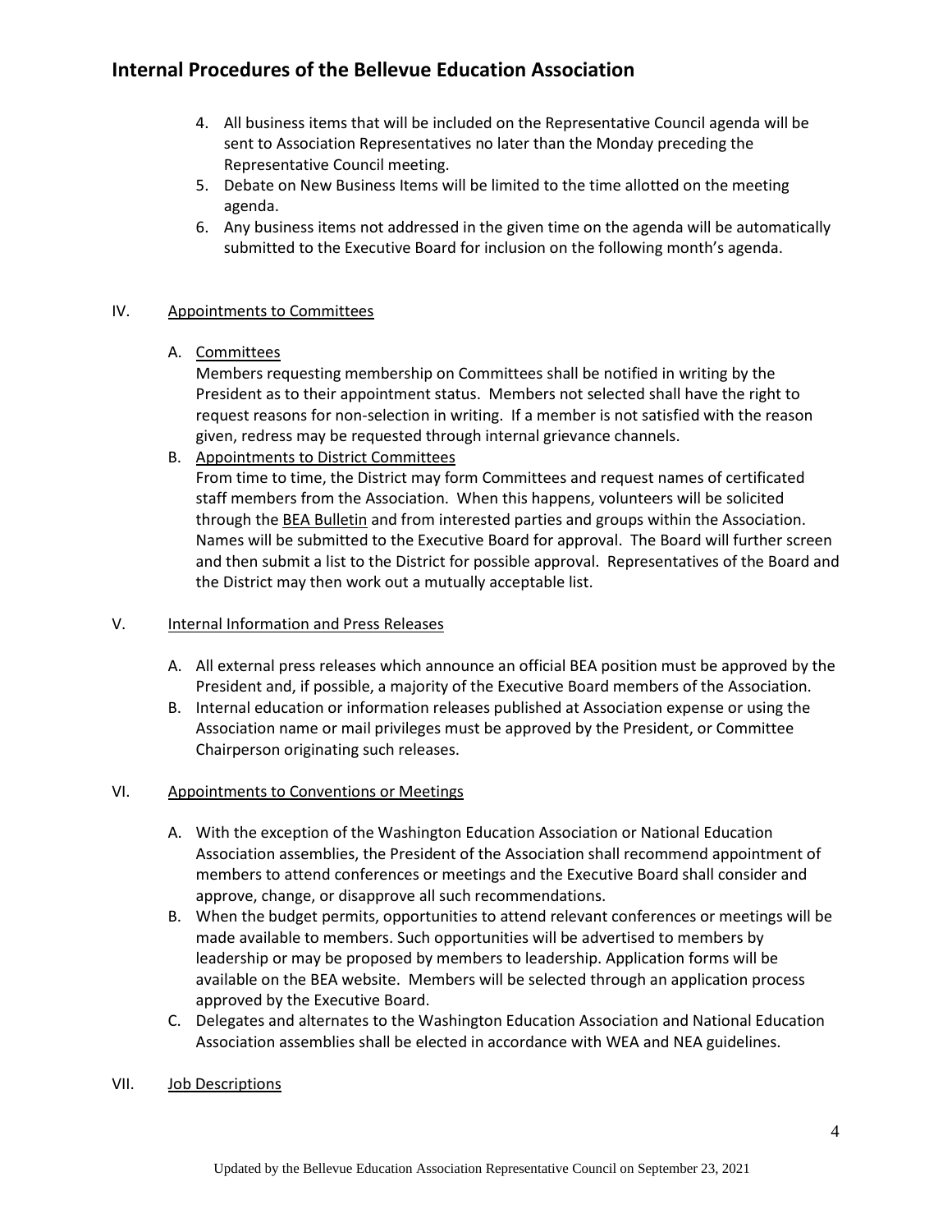4. All business items that will be included on the Representative Council agenda will be sent to Association Representatives no later than the Monday preceding the Representative Council meeting.
5. Debate on New Business Items will be limited to the time allotted on the meeting agenda.
6. Any business items not addressed in the given time on the agenda will be automatically submitted to the Executive Board for inclusion on the following month's agenda.

## IV. Appointments to Committees

A. Committees

Members requesting membership on Committees shall be notified in writing by the President as to their appointment status. Members not selected shall have the right to request reasons for non-selection in writing. If a member is not satisfied with the reason given, redress may be requested through internal grievance channels.

B. Appointments to District Committees

From time to time, the District may form Committees and request names of certificated staff members from the Association. When this happens, volunteers will be solicited through the BEA Bulletin and from interested parties and groups within the Association. Names will be submitted to the Executive Board for approval. The Board will further screen and then submit a list to the District for possible approval. Representatives of the Board and the District may then work out a mutually acceptable list.

## V. Internal Information and Press Releases

A. All external press releases which announce an official BEA position must be approved by the President and, if possible, a majority of the Executive Board members of the Association.

B. Internal education or information releases published at Association expense or using the Association name or mail privileges must be approved by the President, or Committee Chairperson originating such releases.

## VI. Appointments to Conventions or Meetings

A. With the exception of the Washington Education Association or National Education Association assemblies, the President of the Association shall recommend appointment of members to attend conferences or meetings and the Executive Board shall consider and approve, change, or disapprove all such recommendations.

B. When the budget permits, opportunities to attend relevant conferences or meetings will be made available to members. Such opportunities will be advertised to members by leadership or may be proposed by members to leadership. Application forms will be available on the BEA website. Members will be selected through an application process approved by the Executive Board.

C. Delegates and alternates to the Washington Education Association and National Education Association assemblies shall be elected in accordance with WEA and NEA guidelines.

## VII. Job Descriptions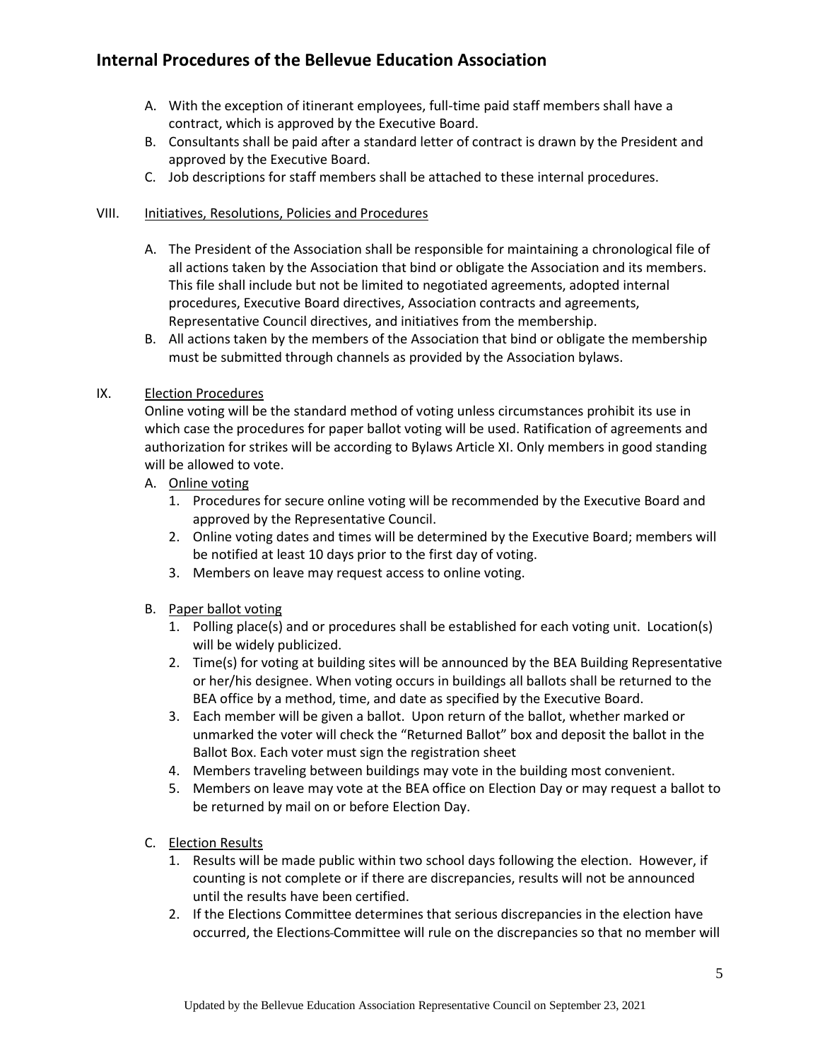A. With the exception of itinerant employees, full-time paid staff members shall have a contract, which is approved by the Executive Board.
B. Consultants shall be paid after a standard letter of contract is drawn by the President and approved by the Executive Board.
C. Job descriptions for staff members shall be attached to these internal procedures.

## VIII. Initiatives, Resolutions, Policies and Procedures

A. The President of the Association shall be responsible for maintaining a chronological file of all actions taken by the Association that bind or obligate the Association and its members. This file shall include but not be limited to negotiated agreements, adopted internal procedures, Executive Board directives, Association contracts and agreements, Representative Council directives, and initiatives from the membership.
B. All actions taken by the members of the Association that bind or obligate the membership must be submitted through channels as provided by the Association bylaws.

## IX. Election Procedures

Online voting will be the standard method of voting unless circumstances prohibit its use in which case the procedures for paper ballot voting will be used. Ratification of agreements and authorization for strikes will be according to Bylaws Article XI. Only members in good standing will be allowed to vote.

A. Online voting
   1. Procedures for secure online voting will be recommended by the Executive Board and approved by the Representative Council.
   2. Online voting dates and times will be determined by the Executive Board; members will be notified at least 10 days prior to the first day of voting.
   3. Members on leave may request access to online voting.

B. Paper ballot voting
   1. Polling place(s) and or procedures shall be established for each voting unit. Location(s) will be widely publicized.
   2. Time(s) for voting at building sites will be announced by the BEA Building Representative or her/his designee. When voting occurs in buildings all ballots shall be returned to the BEA office by a method, time, and date as specified by the Executive Board.
   3. Each member will be given a ballot. Upon return of the ballot, whether marked or unmarked the voter will check the "Returned Ballot" box and deposit the ballot in the Ballot Box. Each voter must sign the registration sheet
   4. Members traveling between buildings may vote in the building most convenient.
   5. Members on leave may vote at the BEA office on Election Day or may request a ballot to be returned by mail on or before Election Day.

C. Election Results
   1. Results will be made public within two school days following the election. However, if counting is not complete or if there are discrepancies, results will not be announced until the results have been certified.
   2. If the Elections Committee determines that serious discrepancies in the election have occurred, the Elections Committee will rule on the discrepancies so that no member will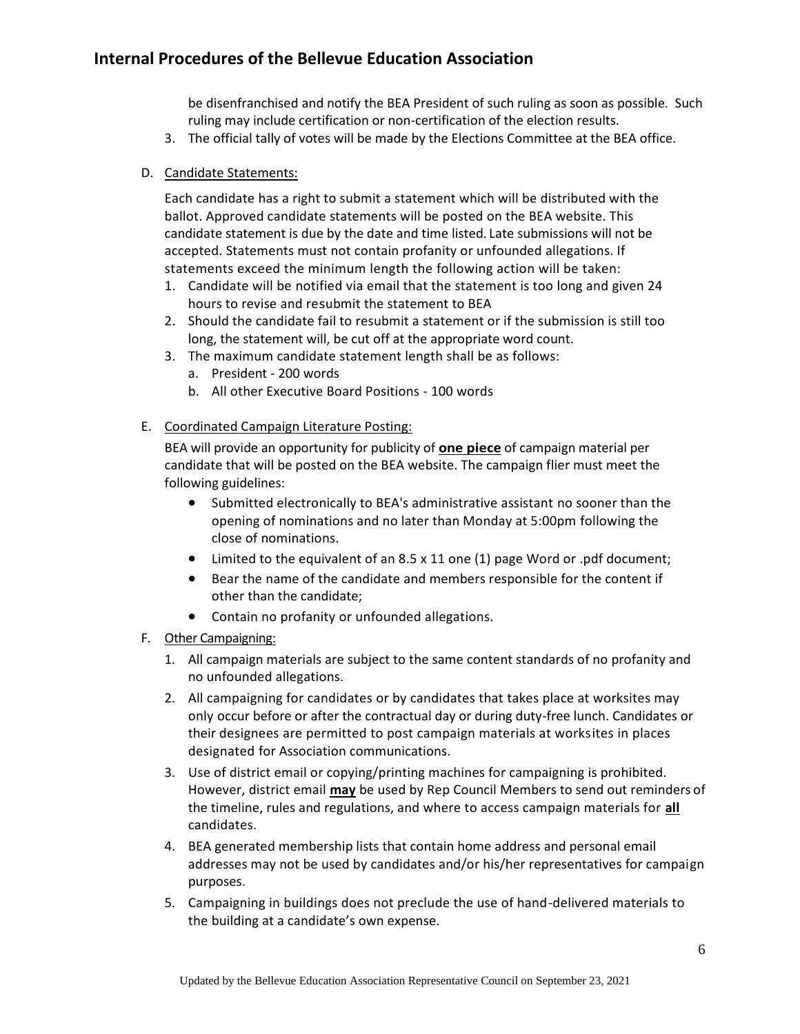be disenfranchised and notify the BEA President of such ruling as soon as possible. Such ruling may include certification or non-certification of the election results.

3. The official tally of votes will be made by the Elections Committee at the BEA office.

D. Candidate Statements:

Each candidate has a right to submit a statement which will be distributed with the ballot. Approved candidate statements will be posted on the BEA website. This candidate statement is due by the date and time listed. Late submissions will not be accepted. Statements must not contain profanity or unfounded allegations. If statements exceed the minimum length the following action will be taken:

1. Candidate will be notified via email that the statement is too long and given 24 hours to revise and resubmit the statement to BEA
2. Should the candidate fail to resubmit a statement or if the submission is still too long, the statement will, be cut off at the appropriate word count.
3. The maximum candidate statement length shall be as follows:
   a. President - 200 words
   b. All other Executive Board Positions - 100 words

E. Coordinated Campaign Literature Posting:

BEA will provide an opportunity for publicity of **one piece** of campaign material per candidate that will be posted on the BEA website. The campaign flier must meet the following guidelines:

- Submitted electronically to BEA's administrative assistant no sooner than the opening of nominations and no later than Monday at 5:00pm following the close of nominations.
- Limited to the equivalent of an 8.5 x 11 one (1) page Word or .pdf document;
- Bear the name of the candidate and members responsible for the content if other than the candidate;
- Contain no profanity or unfounded allegations.

F. Other Campaigning:

1. All campaign materials are subject to the same content standards of no profanity and no unfounded allegations.
2. All campaigning for candidates or by candidates that takes place at worksites may only occur before or after the contractual day or during duty-free lunch. Candidates or their designees are permitted to post campaign materials at worksites in places designated for Association communications.
3. Use of district email or copying/printing machines for campaigning is prohibited. However, district email **may** be used by Rep Council Members to send out reminders of the timeline, rules and regulations, and where to access campaign materials for **all** candidates.
4. BEA generated membership lists that contain home address and personal email addresses may not be used by candidates and/or his/her representatives for campaign purposes.
5. Campaigning in buildings does not preclude the use of hand-delivered materials to the building at a candidate's own expense.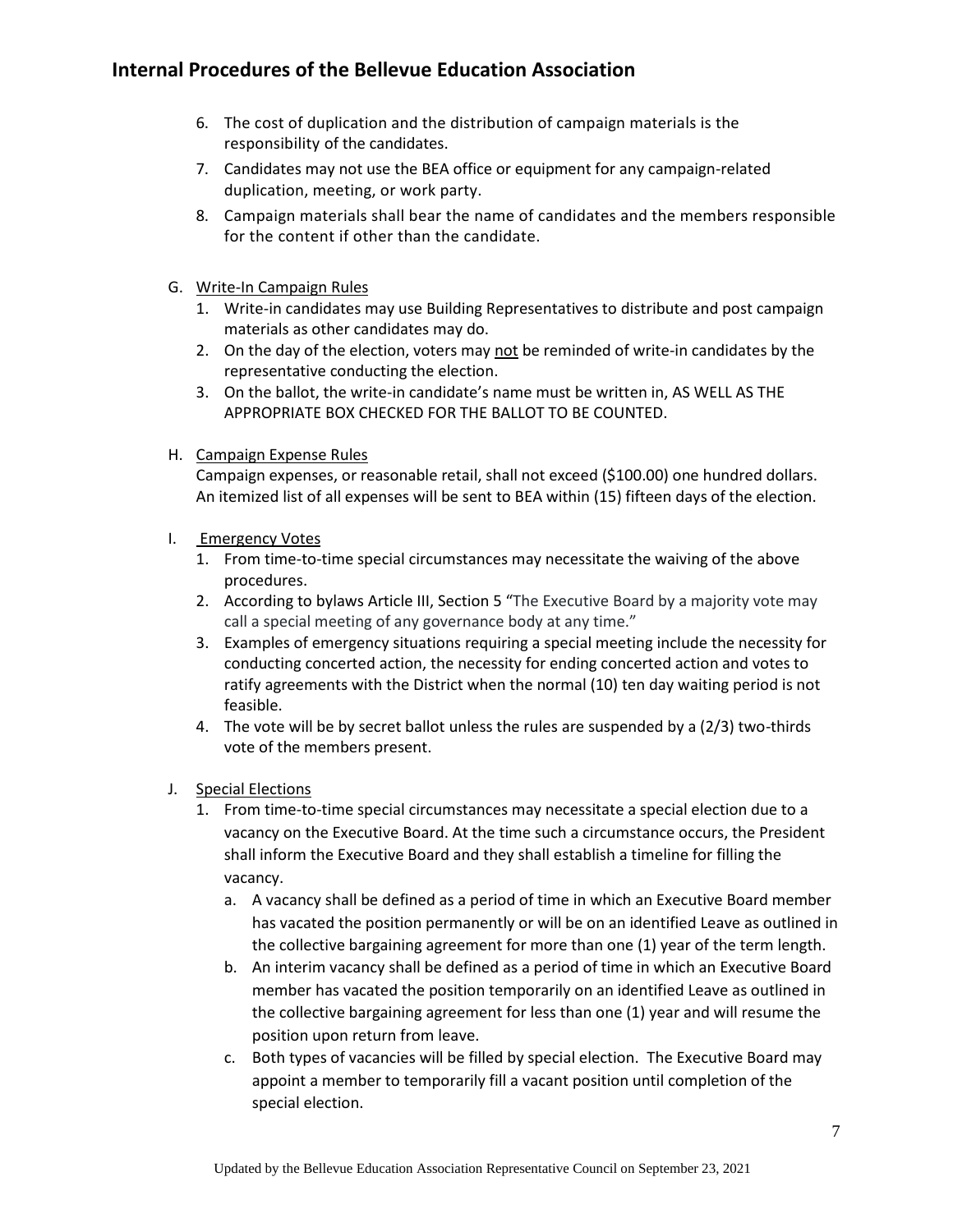6. The cost of duplication and the distribution of campaign materials is the responsibility of the candidates.
7. Candidates may not use the BEA office or equipment for any campaign-related duplication, meeting, or work party.
8. Campaign materials shall bear the name of candidates and the members responsible for the content if other than the candidate.

G. Write-In Campaign Rules
   1. Write-in candidates may use Building Representatives to distribute and post campaign materials as other candidates may do.
   2. On the day of the election, voters may not be reminded of write-in candidates by the representative conducting the election.
   3. On the ballot, the write-in candidate's name must be written in, AS WELL AS THE APPROPRIATE BOX CHECKED FOR THE BALLOT TO BE COUNTED.

H. Campaign Expense Rules

   Campaign expenses, or reasonable retail, shall not exceed ($100.00) one hundred dollars. An itemized list of all expenses will be sent to BEA within (15) fifteen days of the election.

I. Emergency Votes
   1. From time-to-time special circumstances may necessitate the waiving of the above procedures.
   2. According to bylaws Article III, Section 5 "The Executive Board by a majority vote may call a special meeting of any governance body at any time."
   3. Examples of emergency situations requiring a special meeting include the necessity for conducting concerted action, the necessity for ending concerted action and votes to ratify agreements with the District when the normal (10) ten day waiting period is not feasible.
   4. The vote will be by secret ballot unless the rules are suspended by a (2/3) two-thirds vote of the members present.

J. Special Elections
   1. From time-to-time special circumstances may necessitate a special election due to a vacancy on the Executive Board. At the time such a circumstance occurs, the President shall inform the Executive Board and they shall establish a timeline for filling the vacancy.
      a. A vacancy shall be defined as a period of time in which an Executive Board member has vacated the position permanently or will be on an identified Leave as outlined in the collective bargaining agreement for more than one (1) year of the term length.
      b. An interim vacancy shall be defined as a period of time in which an Executive Board member has vacated the position temporarily on an identified Leave as outlined in the collective bargaining agreement for less than one (1) year and will resume the position upon return from leave.
      c. Both types of vacancies will be filled by special election. The Executive Board may appoint a member to temporarily fill a vacant position until completion of the special election.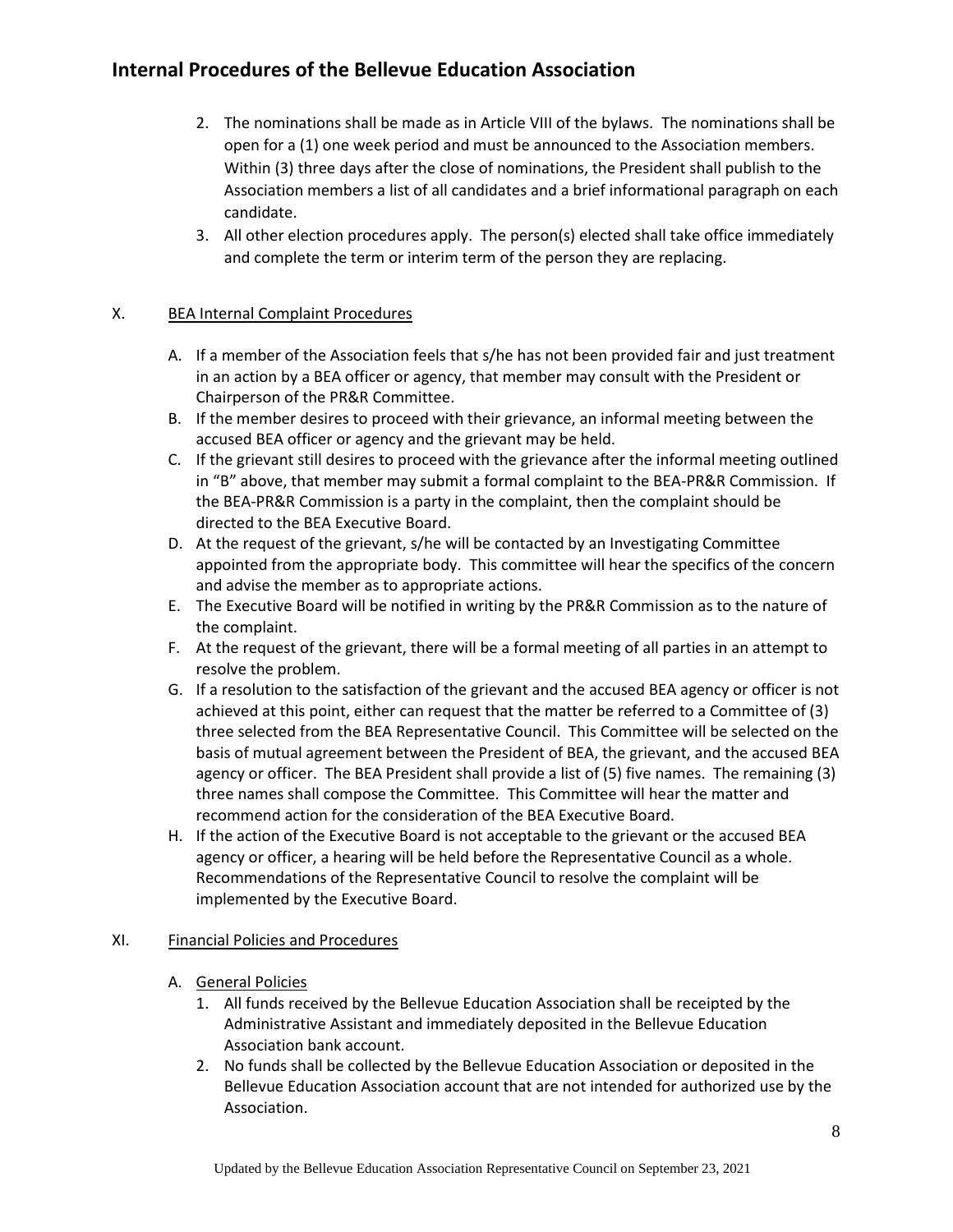2. The nominations shall be made as in Article VIII of the bylaws. The nominations shall be open for a (1) one week period and must be announced to the Association members. Within (3) three days after the close of nominations, the President shall publish to the Association members a list of all candidates and a brief informational paragraph on each candidate.
3. All other election procedures apply. The person(s) elected shall take office immediately and complete the term or interim term of the person they are replacing.

## X. BEA Internal Complaint Procedures

A. If a member of the Association feels that s/he has not been provided fair and just treatment in an action by a BEA officer or agency, that member may consult with the President or Chairperson of the PR&R Committee.

B. If the member desires to proceed with their grievance, an informal meeting between the accused BEA officer or agency and the grievant may be held.

C. If the grievant still desires to proceed with the grievance after the informal meeting outlined in "B" above, that member may submit a formal complaint to the BEA-PR&R Commission. If the BEA-PR&R Commission is a party in the complaint, then the complaint should be directed to the BEA Executive Board.

D. At the request of the grievant, s/he will be contacted by an Investigating Committee appointed from the appropriate body. This committee will hear the specifics of the concern and advise the member as to appropriate actions.

E. The Executive Board will be notified in writing by the PR&R Commission as to the nature of the complaint.

F. At the request of the grievant, there will be a formal meeting of all parties in an attempt to resolve the problem.

G. If a resolution to the satisfaction of the grievant and the accused BEA agency or officer is not achieved at this point, either can request that the matter be referred to a Committee of (3) three selected from the BEA Representative Council. This Committee will be selected on the basis of mutual agreement between the President of BEA, the grievant, and the accused BEA agency or officer. The BEA President shall provide a list of (5) five names. The remaining (3) three names shall compose the Committee. This Committee will hear the matter and recommend action for the consideration of the BEA Executive Board.

H. If the action of the Executive Board is not acceptable to the grievant or the accused BEA agency or officer, a hearing will be held before the Representative Council as a whole. Recommendations of the Representative Council to resolve the complaint will be implemented by the Executive Board.

## XI. Financial Policies and Procedures

A. General Policies

1. All funds received by the Bellevue Education Association shall be receipted by the Administrative Assistant and immediately deposited in the Bellevue Education Association bank account.
2. No funds shall be collected by the Bellevue Education Association or deposited in the Bellevue Education Association account that are not intended for authorized use by the Association.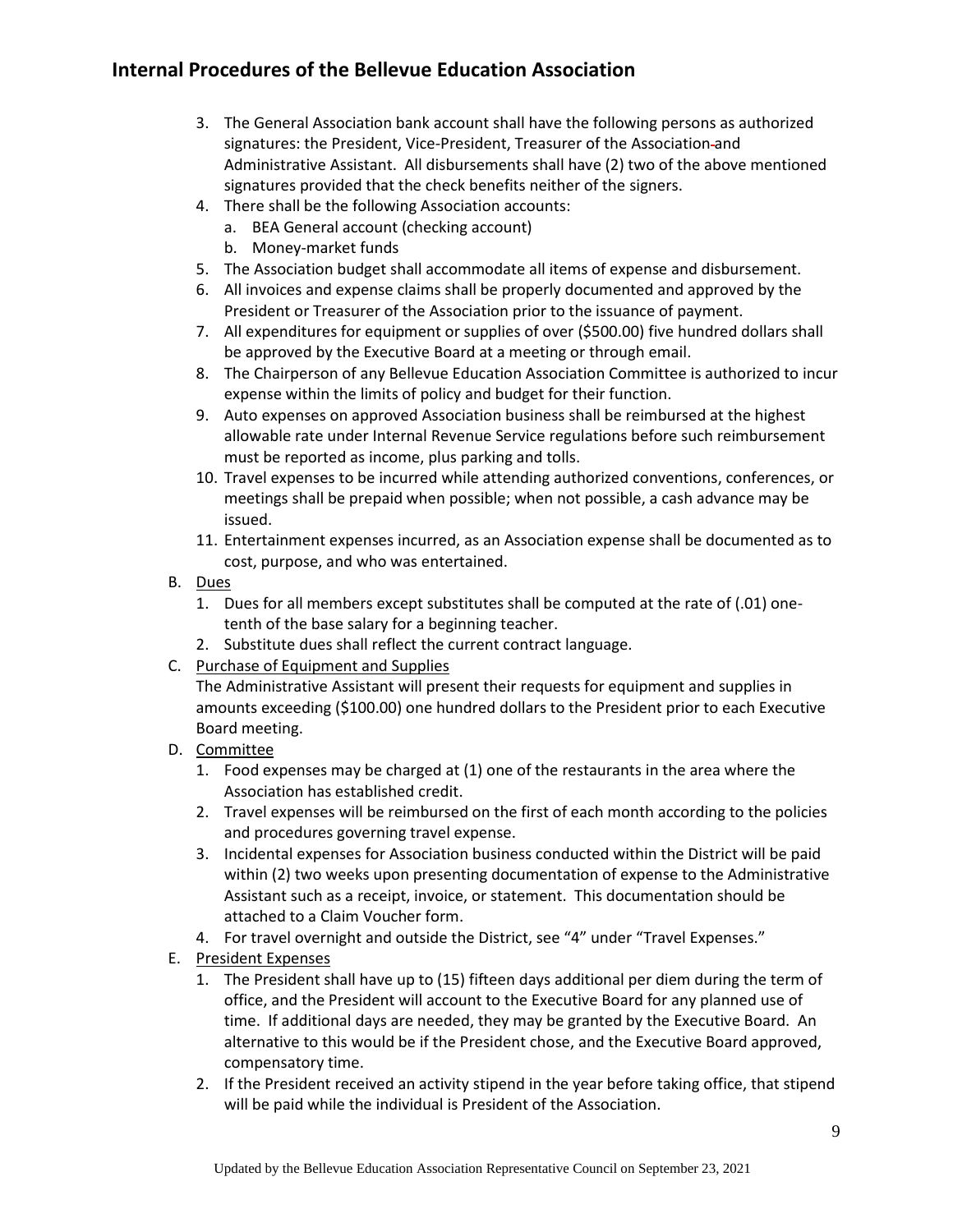3. The General Association bank account shall have the following persons as authorized signatures: the President, Vice-President, Treasurer of the Association and Administrative Assistant. All disbursements shall have (2) two of the above mentioned signatures provided that the check benefits neither of the signers.
4. There shall be the following Association accounts:
   a. BEA General account (checking account)
   b. Money-market funds
5. The Association budget shall accommodate all items of expense and disbursement.
6. All invoices and expense claims shall be properly documented and approved by the President or Treasurer of the Association prior to the issuance of payment.
7. All expenditures for equipment or supplies of over ($500.00) five hundred dollars shall be approved by the Executive Board at a meeting or through email.
8. The Chairperson of any Bellevue Education Association Committee is authorized to incur expense within the limits of policy and budget for their function.
9. Auto expenses on approved Association business shall be reimbursed at the highest allowable rate under Internal Revenue Service regulations before such reimbursement must be reported as income, plus parking and tolls.
10. Travel expenses to be incurred while attending authorized conventions, conferences, or meetings shall be prepaid when possible; when not possible, a cash advance may be issued.
11. Entertainment expenses incurred, as an Association expense shall be documented as to cost, purpose, and who was entertained.

B. Dues
   1. Dues for all members except substitutes shall be computed at the rate of (.01) one-tenth of the base salary for a beginning teacher.
   2. Substitute dues shall reflect the current contract language.

C. Purchase of Equipment and Supplies
   The Administrative Assistant will present their requests for equipment and supplies in amounts exceeding ($100.00) one hundred dollars to the President prior to each Executive Board meeting.

D. Committee
   1. Food expenses may be charged at (1) one of the restaurants in the area where the Association has established credit.
   2. Travel expenses will be reimbursed on the first of each month according to the policies and procedures governing travel expense.
   3. Incidental expenses for Association business conducted within the District will be paid within (2) two weeks upon presenting documentation of expense to the Administrative Assistant such as a receipt, invoice, or statement. This documentation should be attached to a Claim Voucher form.
   4. For travel overnight and outside the District, see "4" under "Travel Expenses."

E. President Expenses
   1. The President shall have up to (15) fifteen days additional per diem during the term of office, and the President will account to the Executive Board for any planned use of time. If additional days are needed, they may be granted by the Executive Board. An alternative to this would be if the President chose, and the Executive Board approved, compensatory time.
   2. If the President received an activity stipend in the year before taking office, that stipend will be paid while the individual is President of the Association.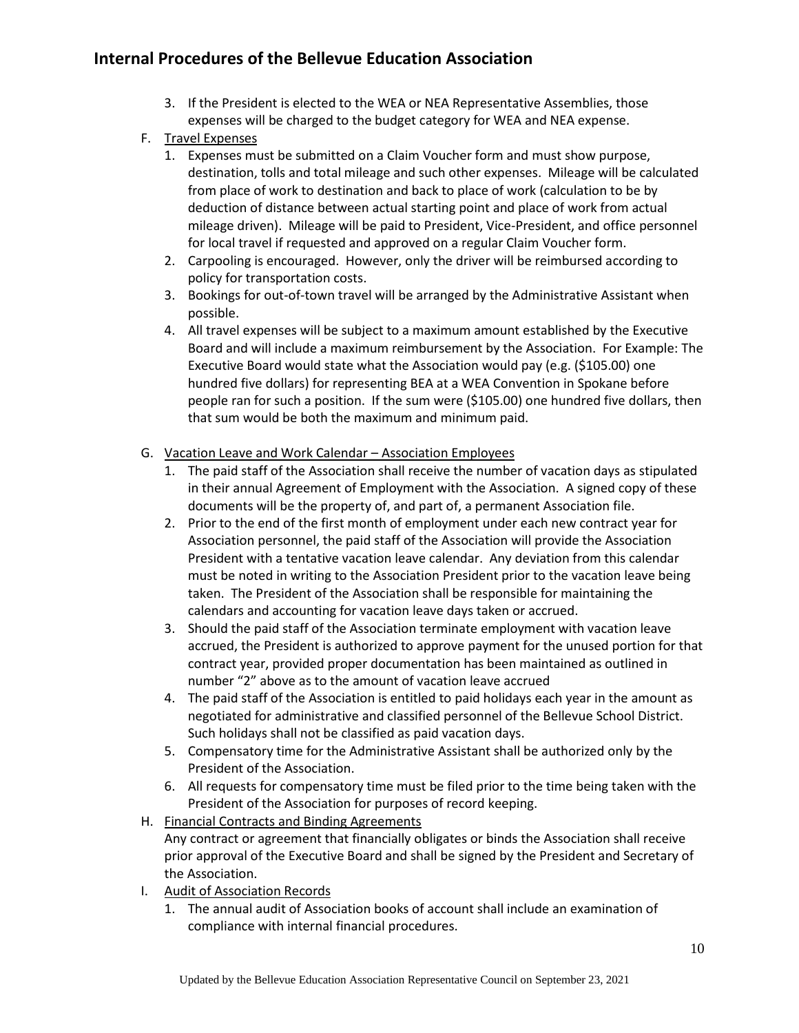3. If the President is elected to the WEA or NEA Representative Assemblies, those expenses will be charged to the budget category for WEA and NEA expense.

F. Travel Expenses
   1. Expenses must be submitted on a Claim Voucher form and must show purpose, destination, tolls and total mileage and such other expenses. Mileage will be calculated from place of work to destination and back to place of work (calculation to be by deduction of distance between actual starting point and place of work from actual mileage driven). Mileage will be paid to President, Vice-President, and office personnel for local travel if requested and approved on a regular Claim Voucher form.
   2. Carpooling is encouraged. However, only the driver will be reimbursed according to policy for transportation costs.
   3. Bookings for out-of-town travel will be arranged by the Administrative Assistant when possible.
   4. All travel expenses will be subject to a maximum amount established by the Executive Board and will include a maximum reimbursement by the Association. For Example: The Executive Board would state what the Association would pay (e.g. ($105.00) one hundred five dollars) for representing BEA at a WEA Convention in Spokane before people ran for such a position. If the sum were ($105.00) one hundred five dollars, then that sum would be both the maximum and minimum paid.

G. Vacation Leave and Work Calendar – Association Employees
   1. The paid staff of the Association shall receive the number of vacation days as stipulated in their annual Agreement of Employment with the Association. A signed copy of these documents will be the property of, and part of, a permanent Association file.
   2. Prior to the end of the first month of employment under each new contract year for Association personnel, the paid staff of the Association will provide the Association President with a tentative vacation leave calendar. Any deviation from this calendar must be noted in writing to the Association President prior to the vacation leave being taken. The President of the Association shall be responsible for maintaining the calendars and accounting for vacation leave days taken or accrued.
   3. Should the paid staff of the Association terminate employment with vacation leave accrued, the President is authorized to approve payment for the unused portion for that contract year, provided proper documentation has been maintained as outlined in number "2" above as to the amount of vacation leave accrued
   4. The paid staff of the Association is entitled to paid holidays each year in the amount as negotiated for administrative and classified personnel of the Bellevue School District. Such holidays shall not be classified as paid vacation days.
   5. Compensatory time for the Administrative Assistant shall be authorized only by the President of the Association.
   6. All requests for compensatory time must be filed prior to the time being taken with the President of the Association for purposes of record keeping.

H. Financial Contracts and Binding Agreements

   Any contract or agreement that financially obligates or binds the Association shall receive prior approval of the Executive Board and shall be signed by the President and Secretary of the Association.

I. Audit of Association Records
   1. The annual audit of Association books of account shall include an examination of compliance with internal financial procedures.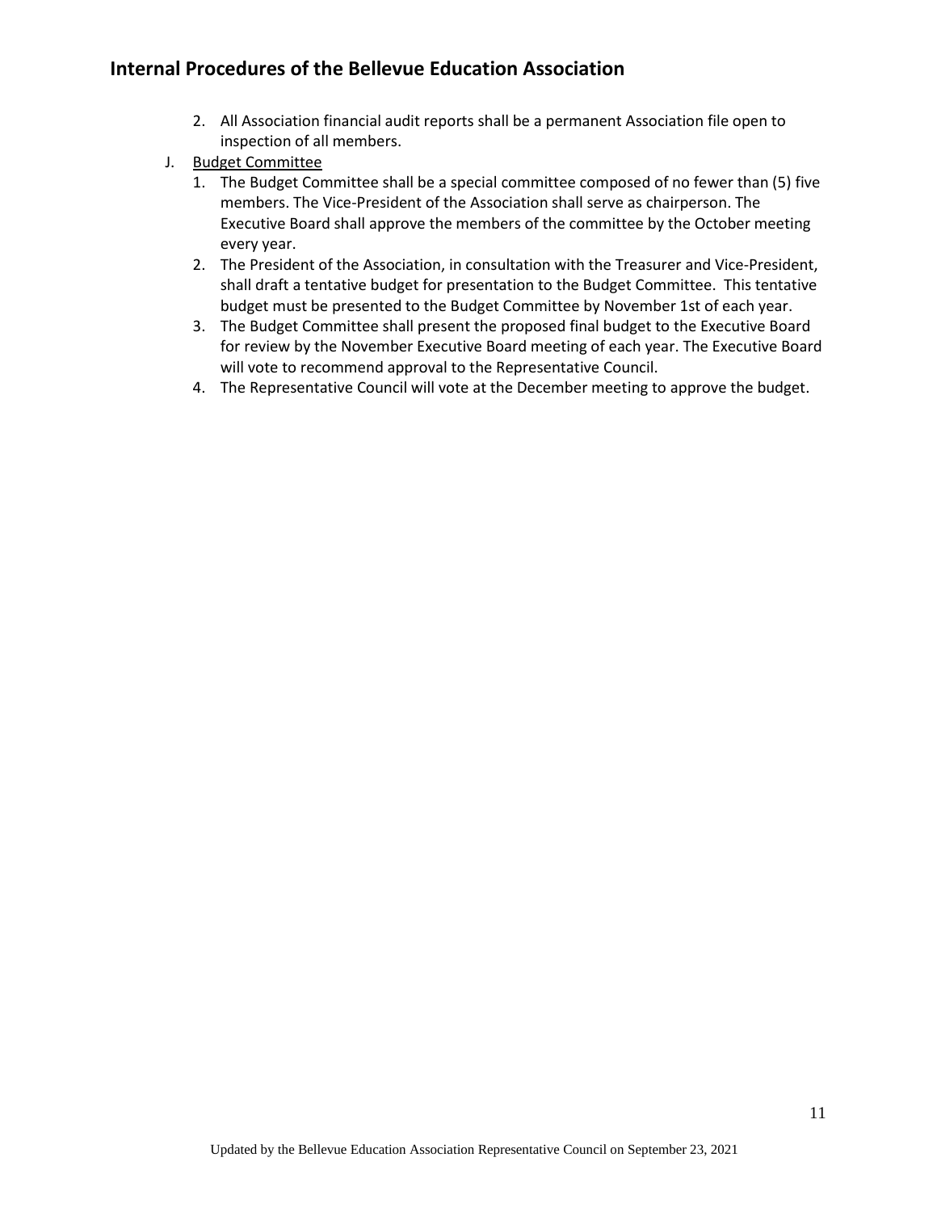2. All Association financial audit reports shall be a permanent Association file open to inspection of all members.

J. Budget Committee
   1. The Budget Committee shall be a special committee composed of no fewer than (5) five members. The Vice-President of the Association shall serve as chairperson. The Executive Board shall approve the members of the committee by the October meeting every year.
   2. The President of the Association, in consultation with the Treasurer and Vice-President, shall draft a tentative budget for presentation to the Budget Committee. This tentative budget must be presented to the Budget Committee by November 1st of each year.
   3. The Budget Committee shall present the proposed final budget to the Executive Board for review by the November Executive Board meeting of each year. The Executive Board will vote to recommend approval to the Representative Council.
   4. The Representative Council will vote at the December meeting to approve the budget.